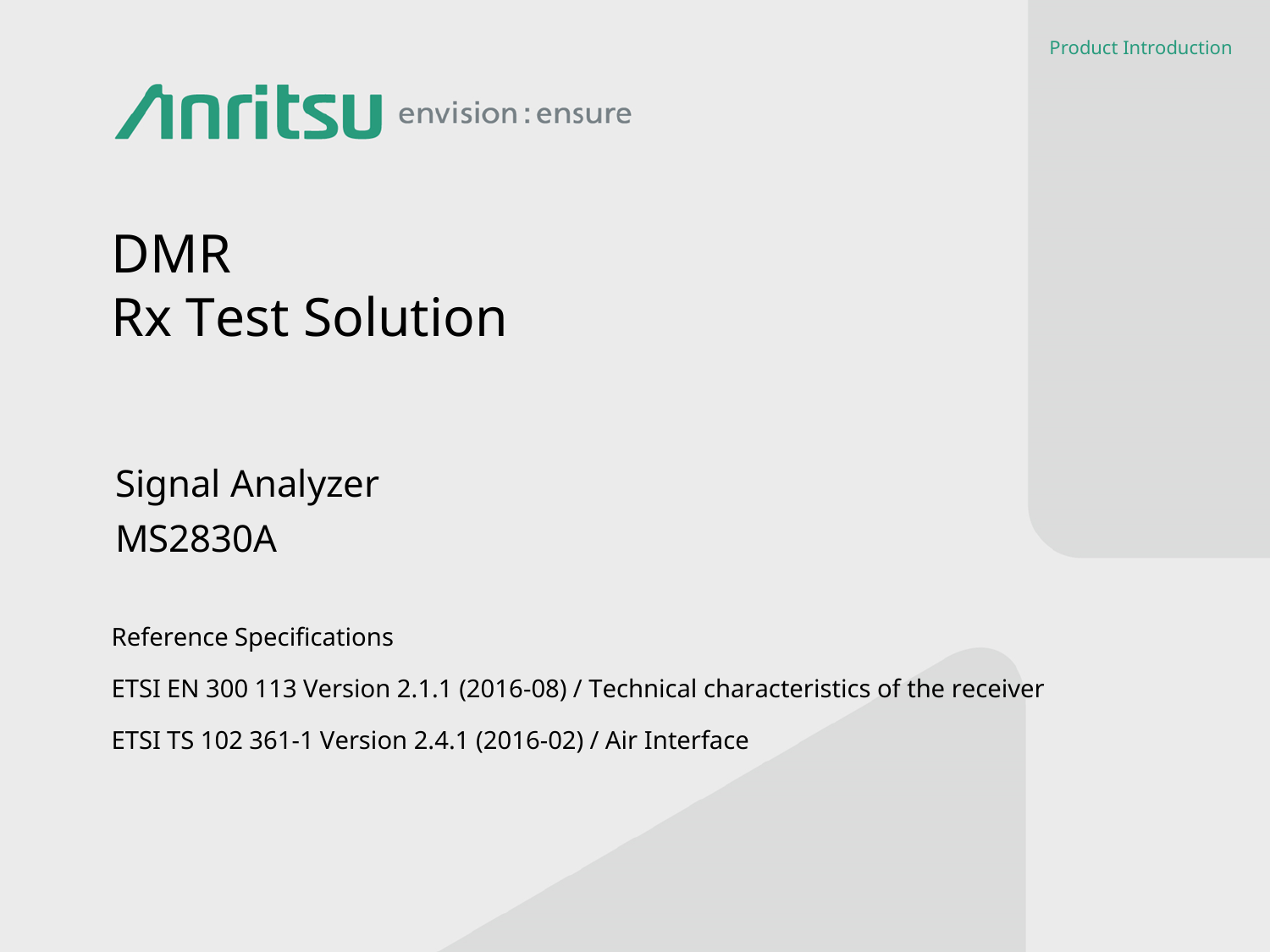Product Introduction

Anritsu envision : ensure

# DMR
# Rx Test Solution

## Signal Analyzer
## MS2830A

Reference Specifications

ETSI EN 300 113 Version 2.1.1 (2016-08) / Technical characteristics of the receiver

ETSI TS 102 361-1 Version 2.4.1 (2016-02) / Air Interface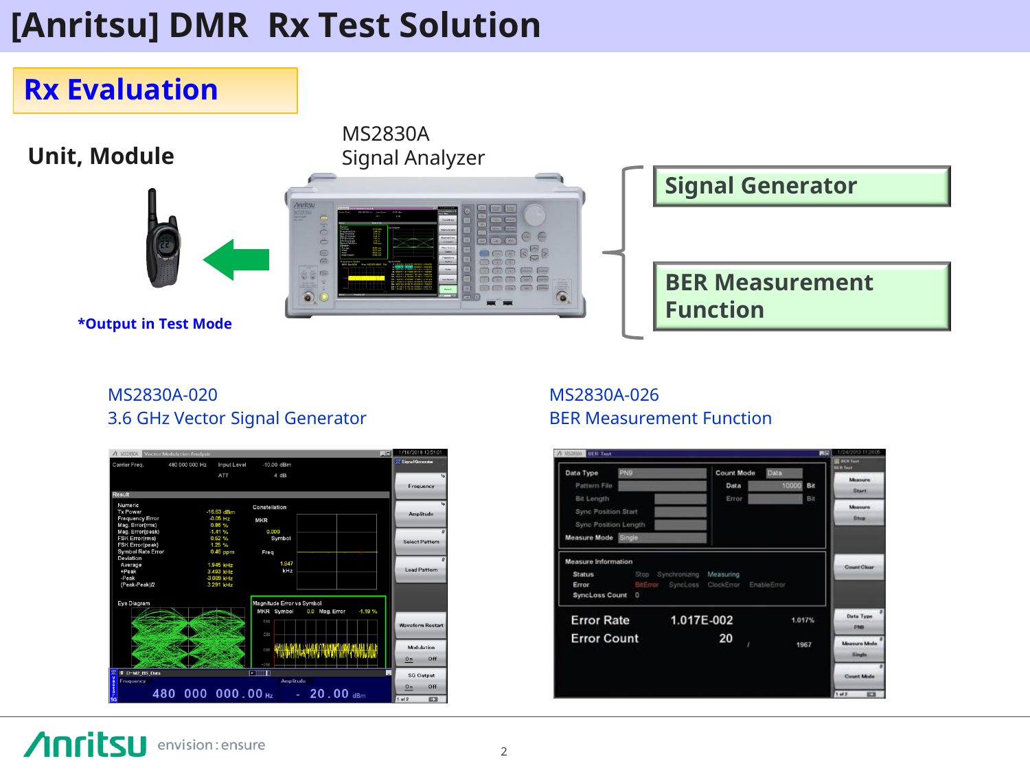# [Anritsu] DMR Rx Test Solution

## Rx Evaluation

**Unit, Module**

MS2830A
Signal Analyzer

**Signal Generator**

**BER Measurement Function**

***Output in Test Mode**

MS2830A-020
3.6 GHz Vector Signal Generator

MS2830A-026
BER Measurement Function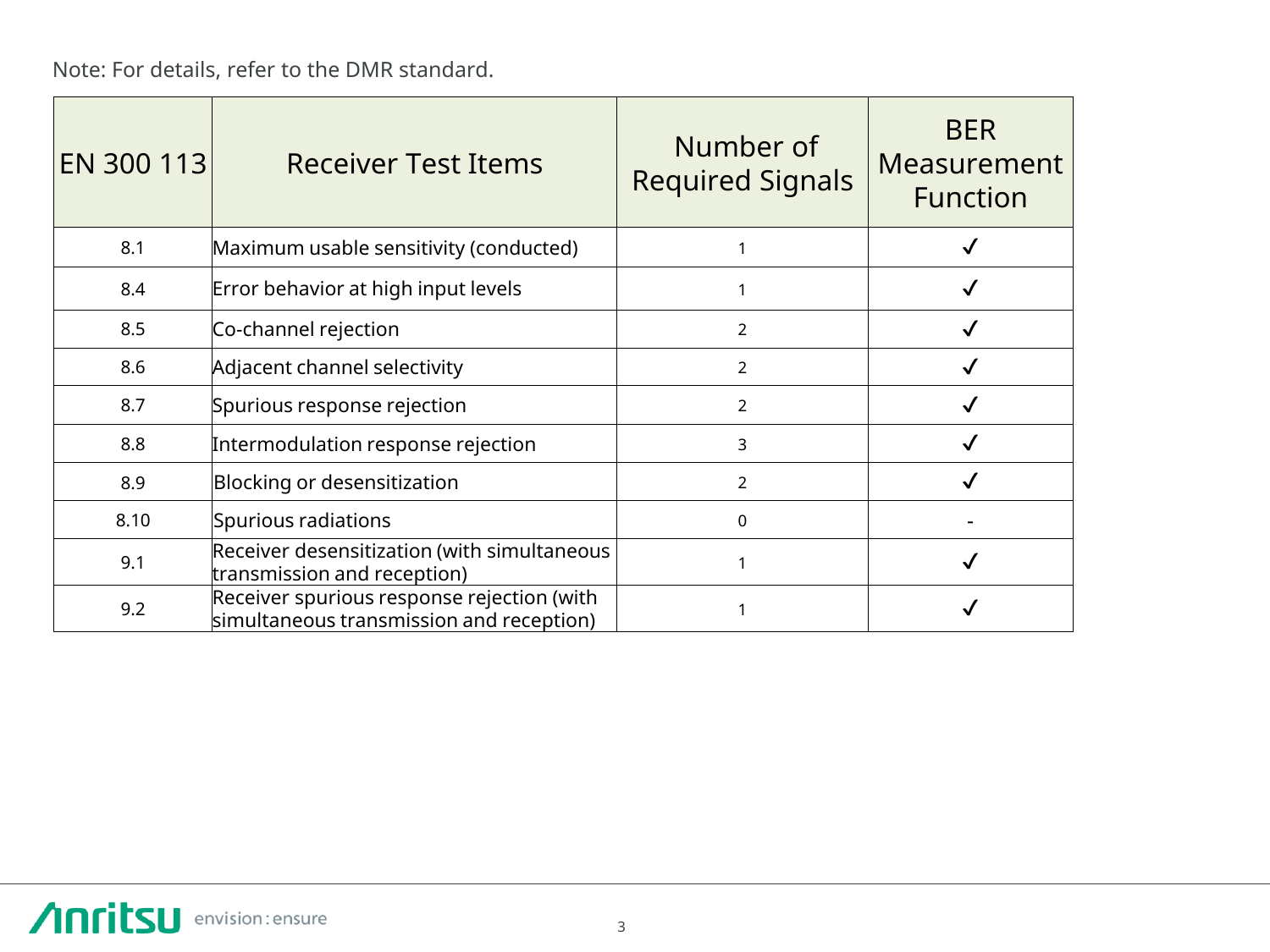Note: For details, refer to the DMR standard.

| EN 300 113 | Receiver Test Items | Number of Required Signals | BER Measurement Function |
|---|---|---|---|
| 8.1 | Maximum usable sensitivity (conducted) | 1 | ✓ |
| 8.4 | Error behavior at high input levels | 1 | ✓ |
| 8.5 | Co-channel rejection | 2 | ✓ |
| 8.6 | Adjacent channel selectivity | 2 | ✓ |
| 8.7 | Spurious response rejection | 2 | ✓ |
| 8.8 | Intermodulation response rejection | 3 | ✓ |
| 8.9 | Blocking or desensitization | 2 | ✓ |
| 8.10 | Spurious radiations | 0 | - |
| 9.1 | Receiver desensitization (with simultaneous transmission and reception) | 1 | ✓ |
| 9.2 | Receiver spurious response rejection (with simultaneous transmission and reception) | 1 | ✓ |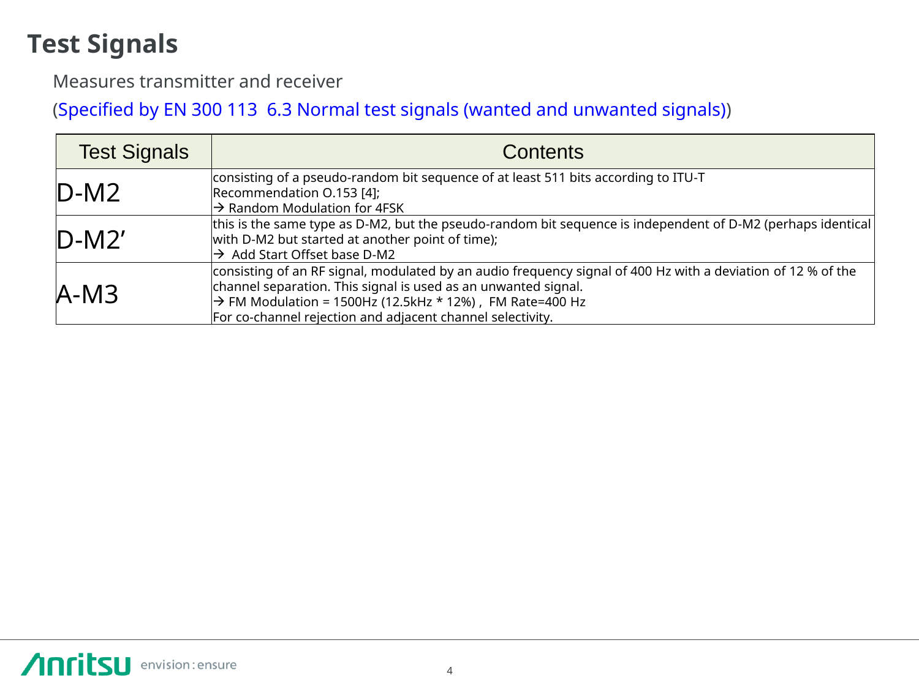# Test Signals

Measures transmitter and receiver

(Specified by EN 300 113  6.3 Normal test signals (wanted and unwanted signals))

| Test Signals | Contents |
|---|---|
| D-M2 | consisting of a pseudo-random bit sequence of at least 511 bits according to ITU-T Recommendation O.153 [4];<br>→ Random Modulation for 4FSK |
| D-M2’ | this is the same type as D-M2, but the pseudo-random bit sequence is independent of D-M2 (perhaps identical with D-M2 but started at another point of time);<br>→  Add Start Offset base D-M2 |
| A-M3 | consisting of an RF signal, modulated by an audio frequency signal of 400 Hz with a deviation of 12 % of the channel separation. This signal is used as an unwanted signal.<br>→ FM Modulation = 1500Hz (12.5kHz * 12%) ,  FM Rate=400 Hz<br>For co-channel rejection and adjacent channel selectivity. |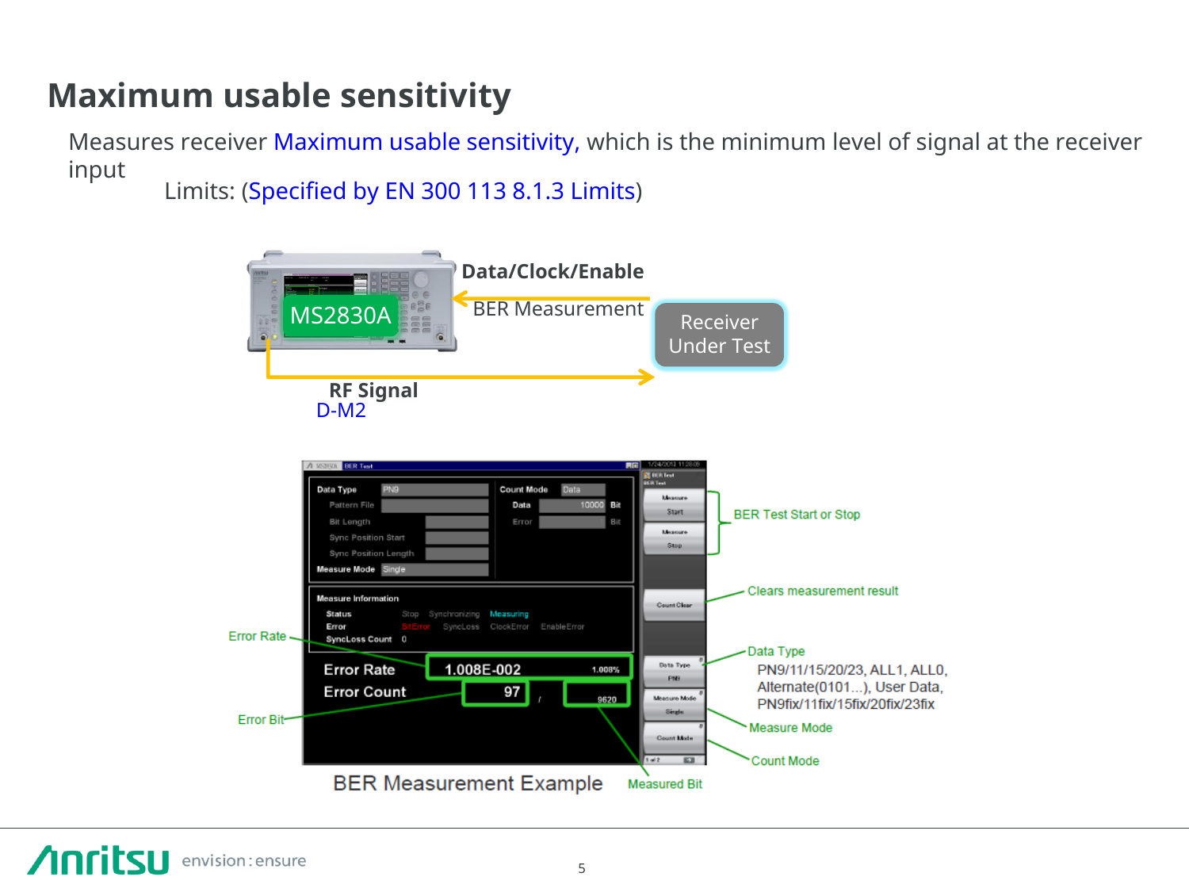# Maximum usable sensitivity

Measures receiver Maximum usable sensitivity, which is the minimum level of signal at the receiver input

Limits: (Specified by EN 300 113 8.1.3 Limits)

MS2830A

Data/Clock/Enable

BER Measurement

Receiver Under Test

RF Signal

D-M2

BER Test Start or Stop

Clears measurement result

Data Type

PN9/11/15/20/23, ALL1, ALL0, Alternate(0101...), User Data, PN9fix/11fix/15fix/20fix/23fix

Measure Mode

Count Mode

Error Rate

Error Bit

Measured Bit

BER Measurement Example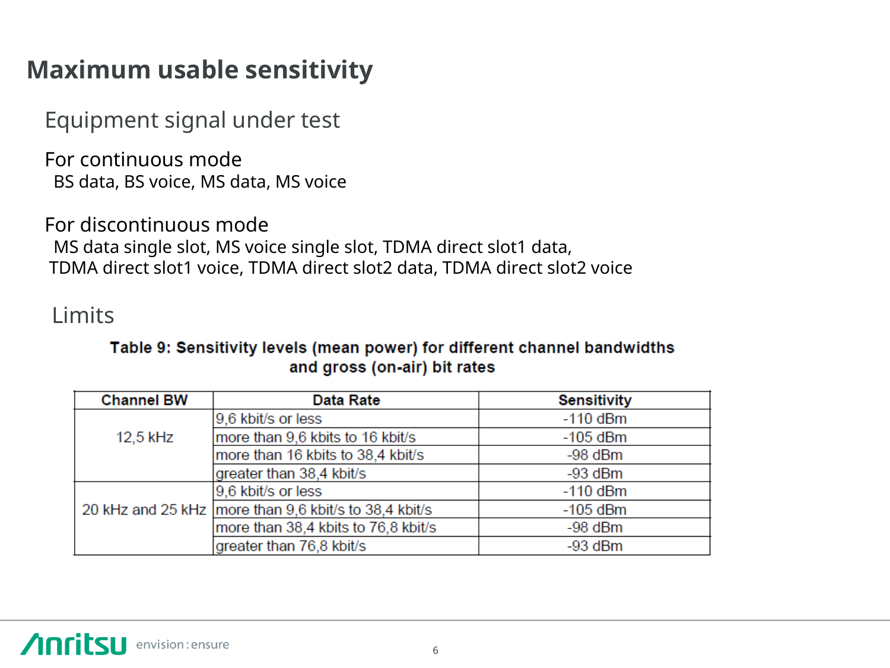# Maximum usable sensitivity

## Equipment signal under test

For continuous mode

BS data, BS voice, MS data, MS voice

For discontinuous mode

MS data single slot, MS voice single slot, TDMA direct slot1 data, TDMA direct slot1 voice, TDMA direct slot2 data, TDMA direct slot2 voice

## Limits

**Table 9: Sensitivity levels (mean power) for different channel bandwidths and gross (on-air) bit rates**

| Channel BW | Data Rate | Sensitivity |
|---|---|---|
| 12,5 kHz | 9,6 kbit/s or less | -110 dBm |
| | more than 9,6 kbits to 16 kbit/s | -105 dBm |
| | more than 16 kbits to 38,4 kbit/s | -98 dBm |
| | greater than 38,4 kbit/s | -93 dBm |
| 20 kHz and 25 kHz | 9,6 kbit/s or less | -110 dBm |
| | more than 9,6 kbit/s to 38,4 kbit/s | -105 dBm |
| | more than 38,4 kbits to 76,8 kbit/s | -98 dBm |
| | greater than 76,8 kbit/s | -93 dBm |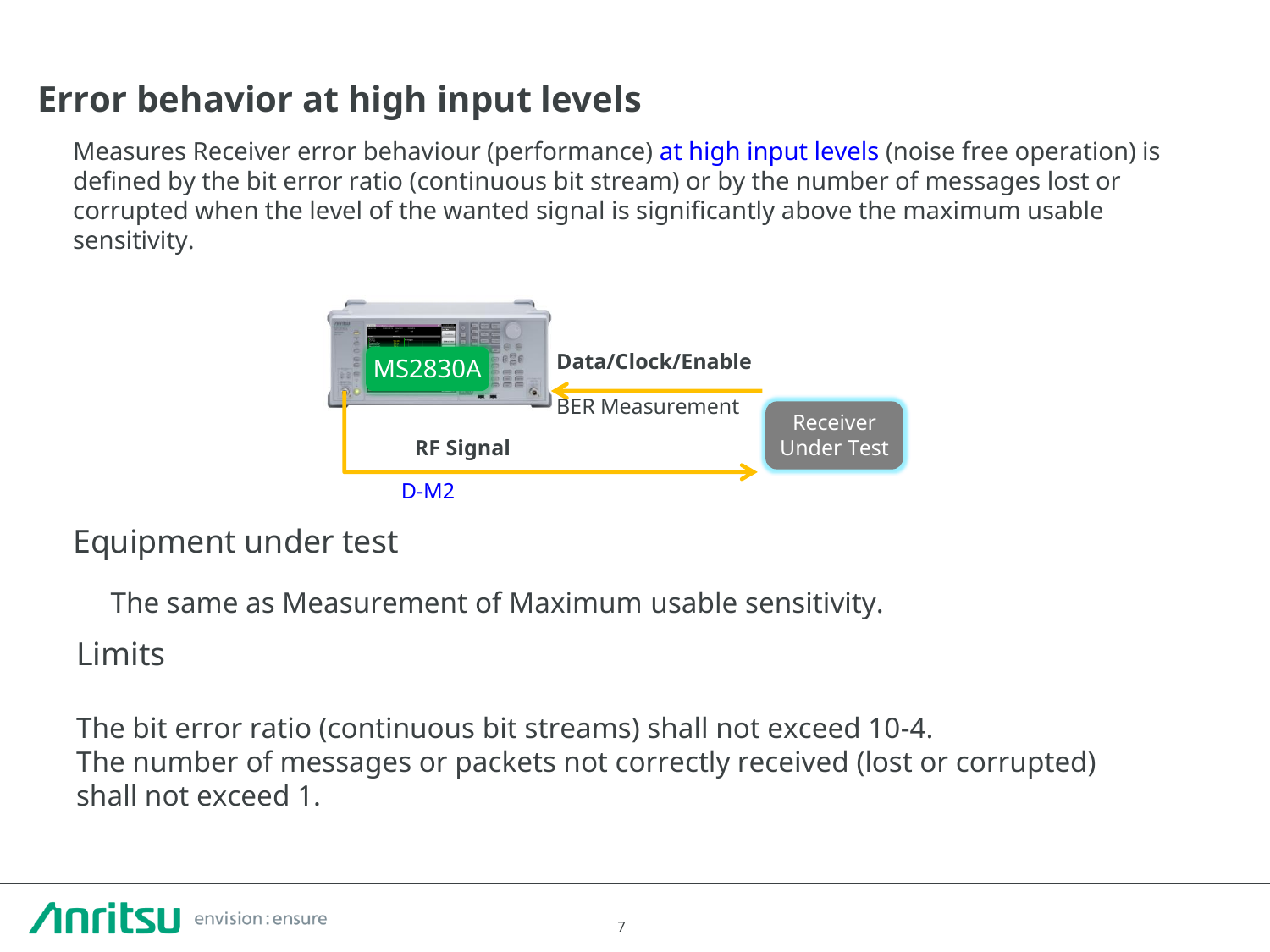# Error behavior at high input levels

Measures Receiver error behaviour (performance) at high input levels (noise free operation) is defined by the bit error ratio (continuous bit stream) or by the number of messages lost or corrupted when the level of the wanted signal is significantly above the maximum usable sensitivity.

MS2830A

**Data/Clock/Enable**

BER Measurement

Receiver Under Test

**RF Signal**

D-M2

## Equipment under test

The same as Measurement of Maximum usable sensitivity.

## Limits

The bit error ratio (continuous bit streams) shall not exceed 10-4.
The number of messages or packets not correctly received (lost or corrupted) shall not exceed 1.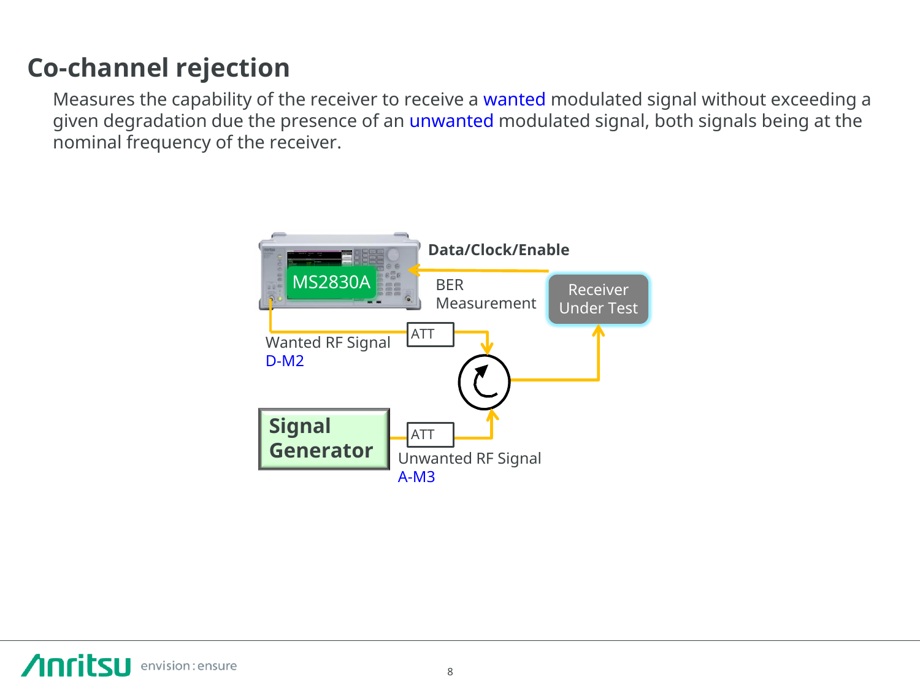## Co-channel rejection

Measures the capability of the receiver to receive a wanted modulated signal without exceeding a given degradation due the presence of an unwanted modulated signal, both signals being at the nominal frequency of the receiver.

MS2830A

Data/Clock/Enable

BER Measurement

Receiver Under Test

Wanted RF Signal
D-M2

ATT

Signal Generator

ATT

Unwanted RF Signal
A-M3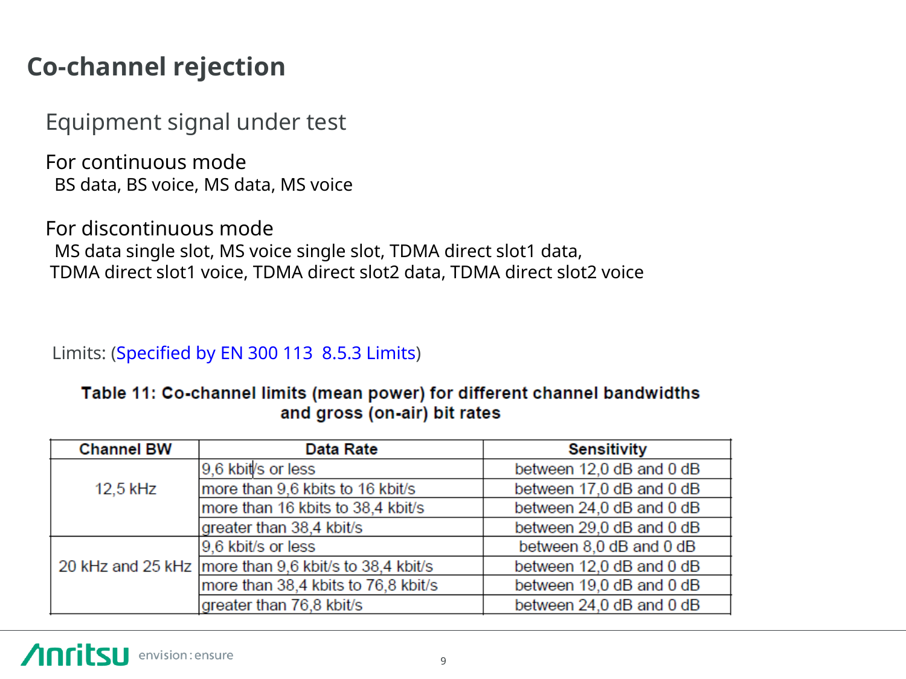# Co-channel rejection

## Equipment signal under test

For continuous mode

BS data, BS voice, MS data, MS voice

For discontinuous mode

MS data single slot, MS voice single slot, TDMA direct slot1 data, TDMA direct slot1 voice, TDMA direct slot2 data, TDMA direct slot2 voice

Limits: (Specified by EN 300 113 8.5.3 Limits)

**Table 11: Co-channel limits (mean power) for different channel bandwidths and gross (on-air) bit rates**

| Channel BW | Data Rate | Sensitivity |
|---|---|---|
| 12,5 kHz | 9,6 kbit/s or less | between 12,0 dB and 0 dB |
| | more than 9,6 kbits to 16 kbit/s | between 17,0 dB and 0 dB |
| | more than 16 kbits to 38,4 kbit/s | between 24,0 dB and 0 dB |
| | greater than 38,4 kbit/s | between 29,0 dB and 0 dB |
| 20 kHz and 25 kHz | 9,6 kbit/s or less | between 8,0 dB and 0 dB |
| | more than 9,6 kbit/s to 38,4 kbit/s | between 12,0 dB and 0 dB |
| | more than 38,4 kbits to 76,8 kbit/s | between 19,0 dB and 0 dB |
| | greater than 76,8 kbit/s | between 24,0 dB and 0 dB |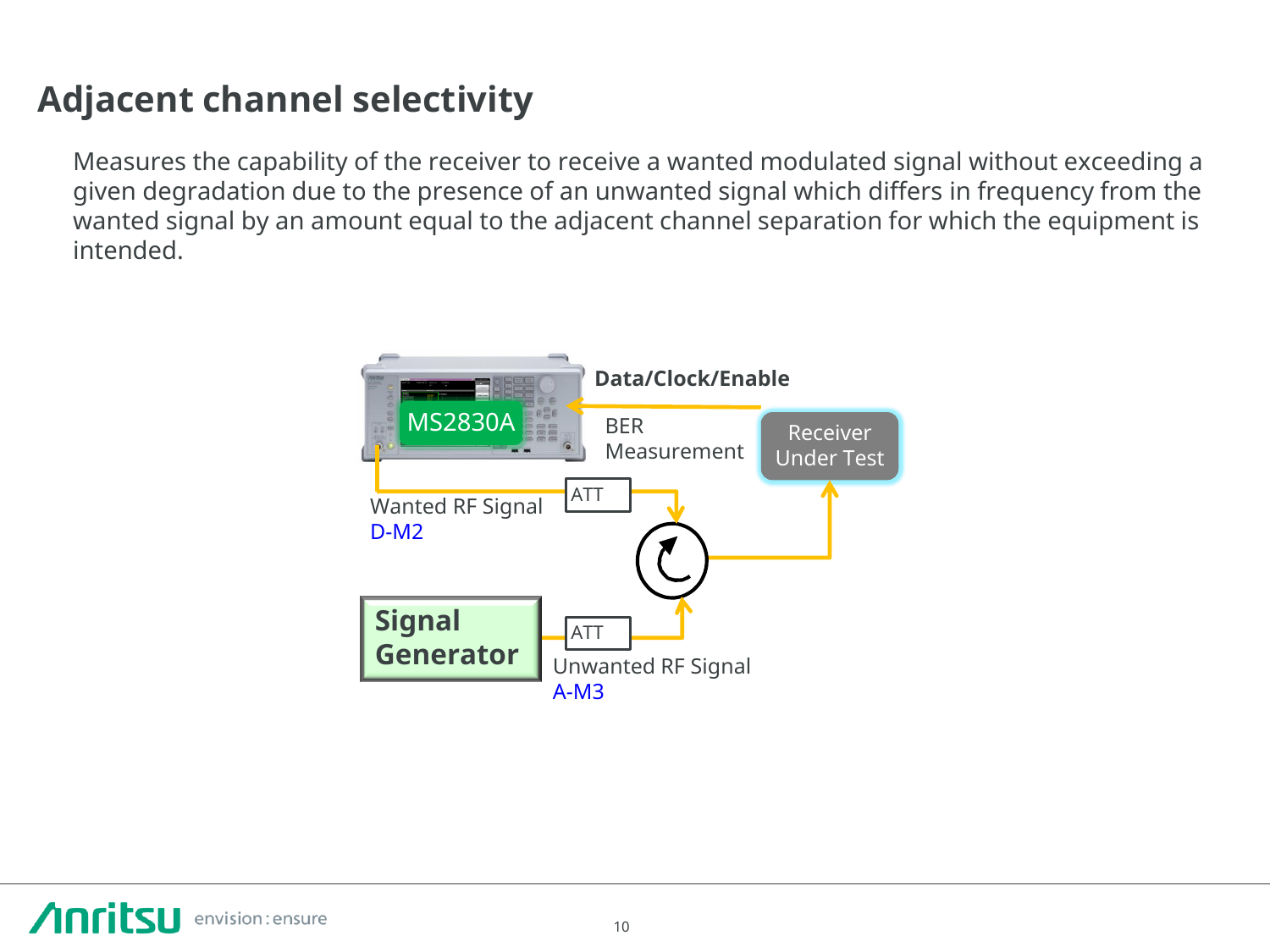# Adjacent channel selectivity

Measures the capability of the receiver to receive a wanted modulated signal without exceeding a given degradation due to the presence of an unwanted signal which differs in frequency from the wanted signal by an amount equal to the adjacent channel separation for which the equipment is intended.

MS2830A

Data/Clock/Enable

BER Measurement

Receiver Under Test

ATT

Wanted RF Signal
D-M2

Signal Generator

ATT

Unwanted RF Signal
A-M3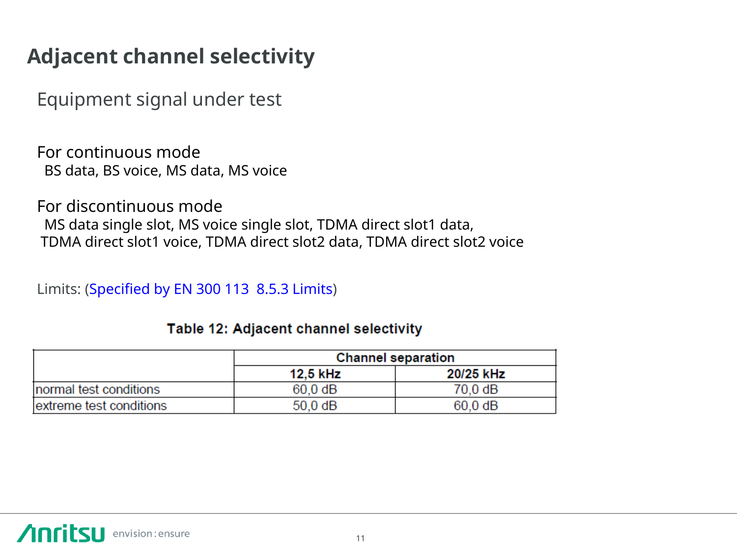# Adjacent channel selectivity

Equipment signal under test

For continuous mode

BS data, BS voice, MS data, MS voice

For discontinuous mode

MS data single slot, MS voice single slot, TDMA direct slot1 data, TDMA direct slot1 voice, TDMA direct slot2 data, TDMA direct slot2 voice

Limits: (Specified by EN 300 113 8.5.3 Limits)

**Table 12: Adjacent channel selectivity**

| | Channel separation | |
|---|---|---|
| | **12,5 kHz** | **20/25 kHz** |
| normal test conditions | 60,0 dB | 70,0 dB |
| extreme test conditions | 50,0 dB | 60,0 dB |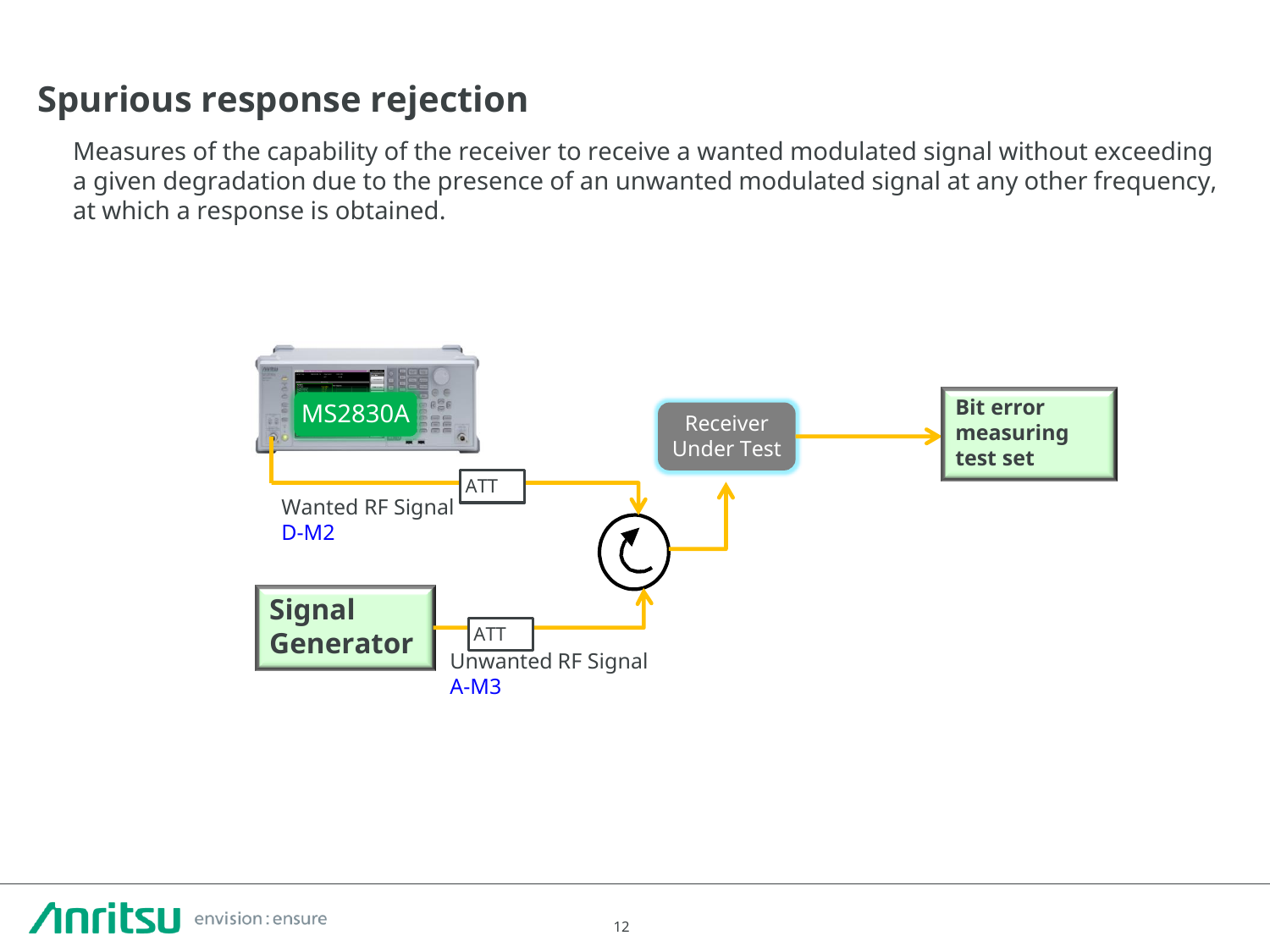# Spurious response rejection

Measures of the capability of the receiver to receive a wanted modulated signal without exceeding a given degradation due to the presence of an unwanted modulated signal at any other frequency, at which a response is obtained.

MS2830A

ATT

Wanted RF Signal
D-M2

Receiver Under Test

Bit error measuring test set

Signal Generator

ATT

Unwanted RF Signal
A-M3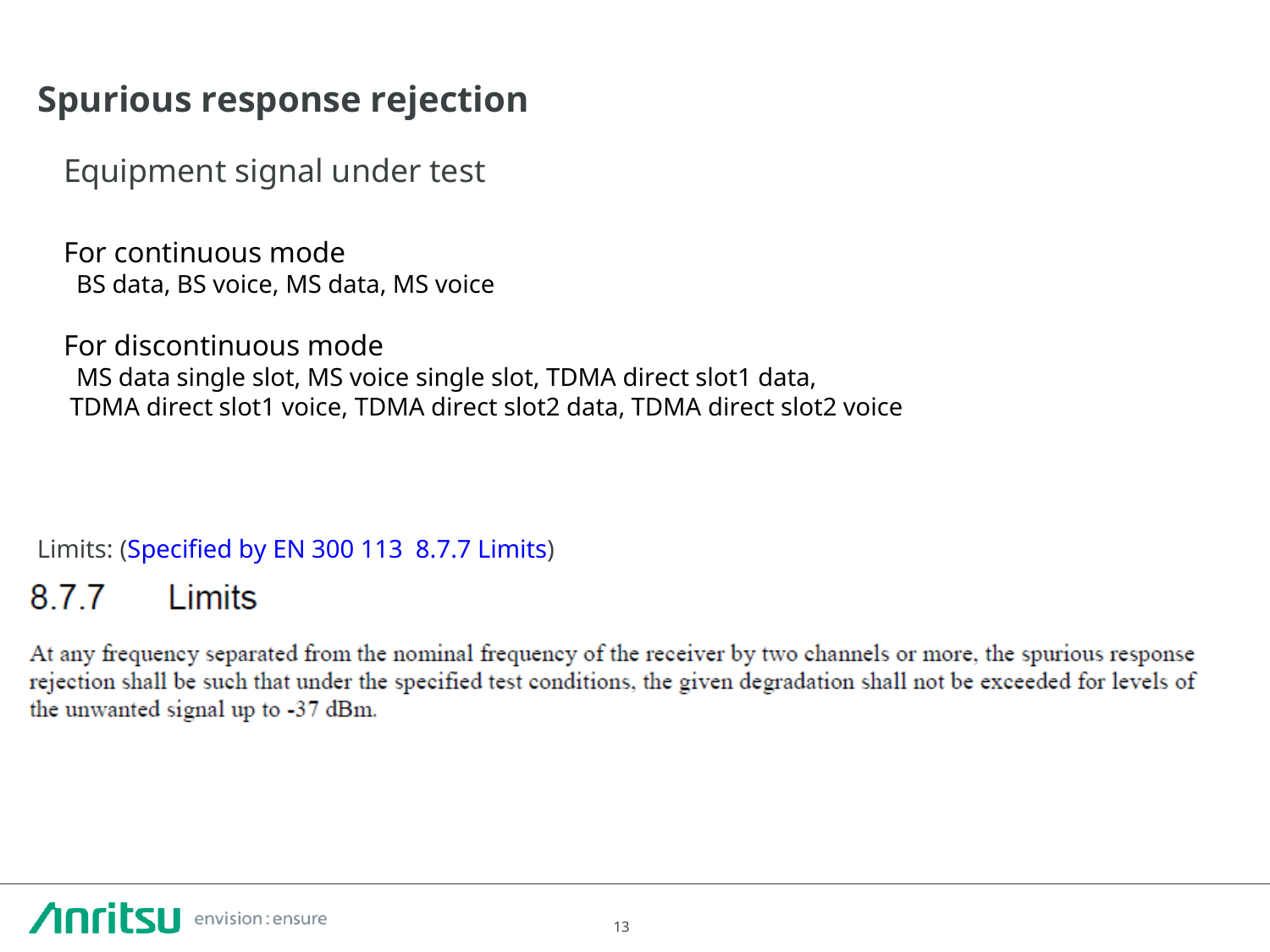# Spurious response rejection

## Equipment signal under test

For continuous mode

BS data, BS voice, MS data, MS voice

For discontinuous mode

MS data single slot, MS voice single slot, TDMA direct slot1 data, TDMA direct slot1 voice, TDMA direct slot2 data, TDMA direct slot2 voice

Limits: (Specified by EN 300 113 8.7.7 Limits)

### 8.7.7 Limits

At any frequency separated from the nominal frequency of the receiver by two channels or more, the spurious response rejection shall be such that under the specified test conditions, the given degradation shall not be exceeded for levels of the unwanted signal up to -37 dBm.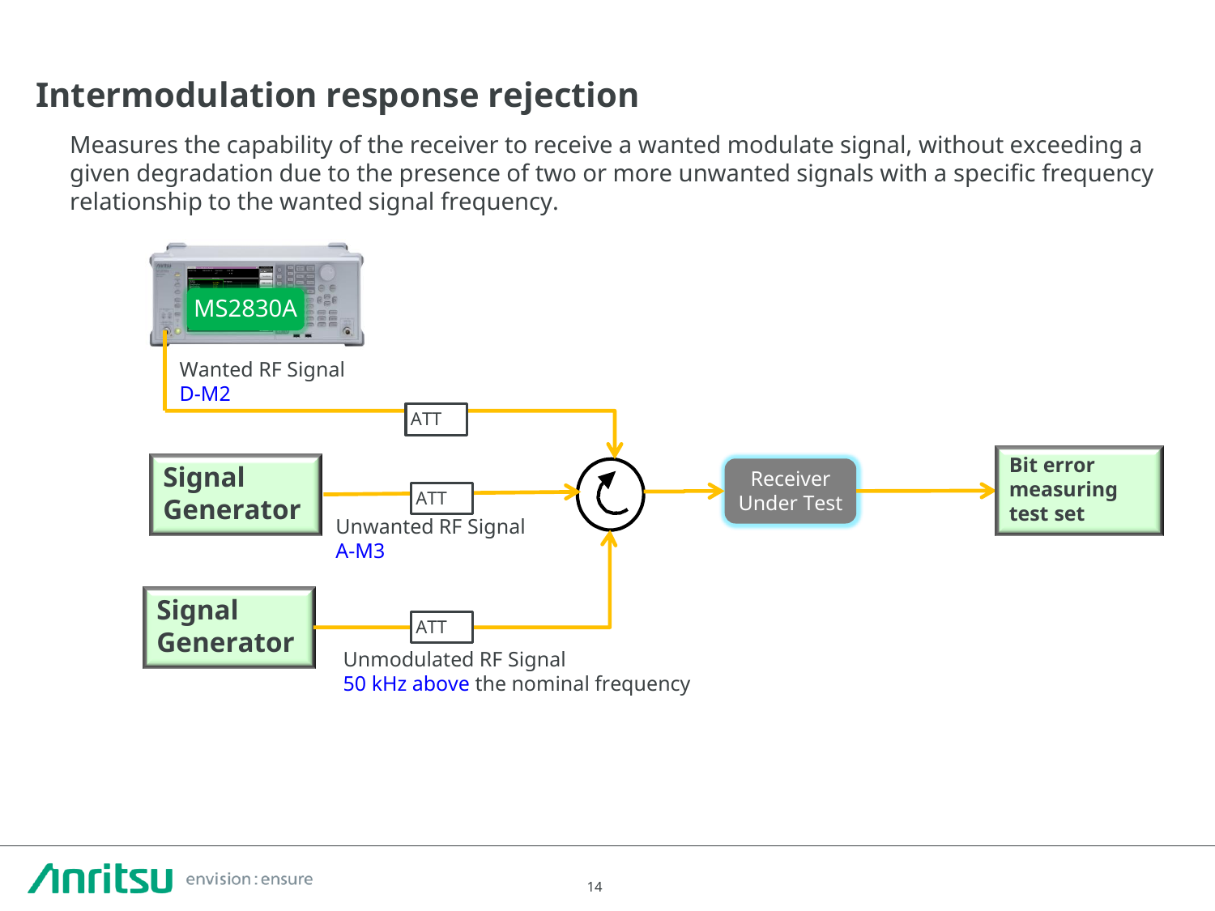# Intermodulation response rejection

Measures the capability of the receiver to receive a wanted modulate signal, without exceeding a given degradation due to the presence of two or more unwanted signals with a specific frequency relationship to the wanted signal frequency.

MS2830A

Wanted RF Signal
D-M2

ATT

Signal Generator

ATT

Unwanted RF Signal
A-M3

Signal Generator

ATT

Unmodulated RF Signal
50 kHz above the nominal frequency

Receiver Under Test

Bit error measuring test set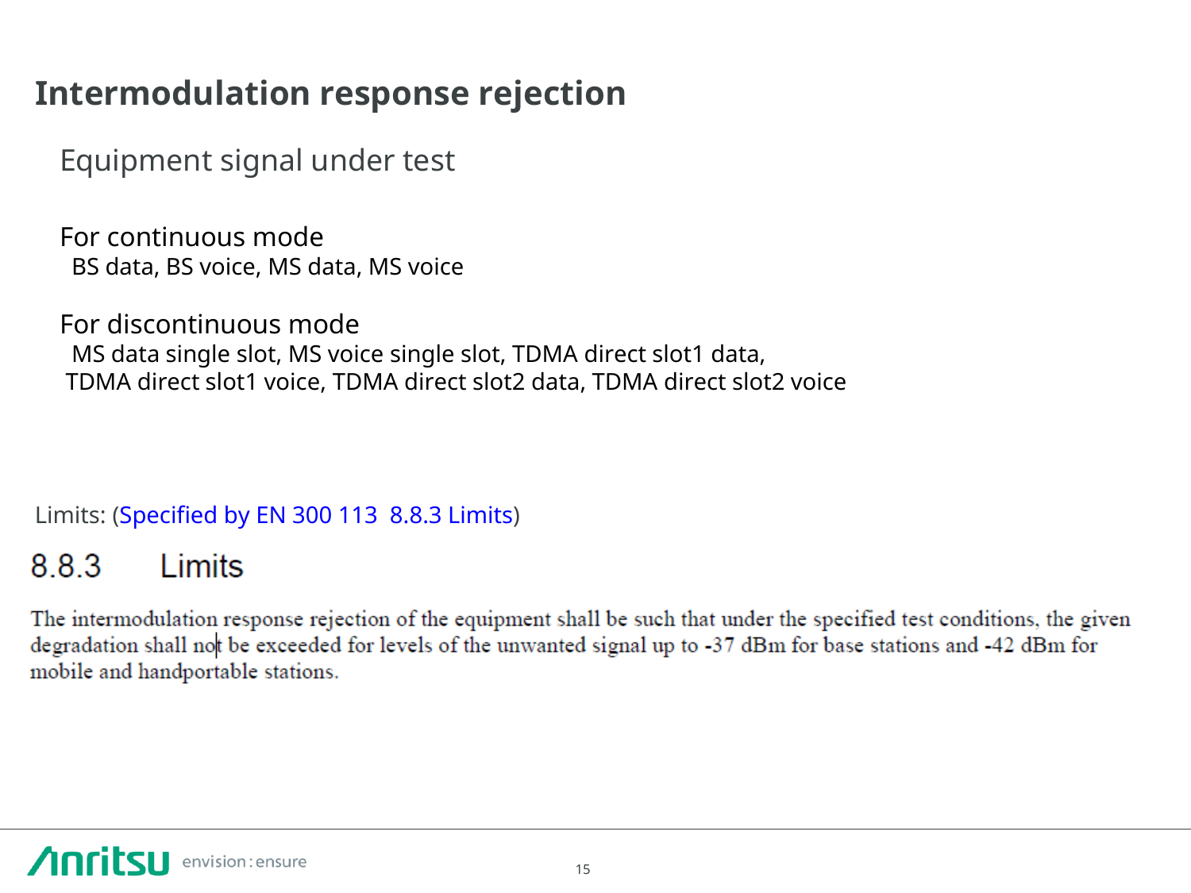# Intermodulation response rejection

Equipment signal under test

For continuous mode

BS data, BS voice, MS data, MS voice

For discontinuous mode

MS data single slot, MS voice single slot, TDMA direct slot1 data, TDMA direct slot1 voice, TDMA direct slot2 data, TDMA direct slot2 voice

Limits: (Specified by EN 300 113 8.8.3 Limits)

## 8.8.3 Limits

The intermodulation response rejection of the equipment shall be such that under the specified test conditions, the given degradation shall not be exceeded for levels of the unwanted signal up to -37 dBm for base stations and -42 dBm for mobile and handportable stations.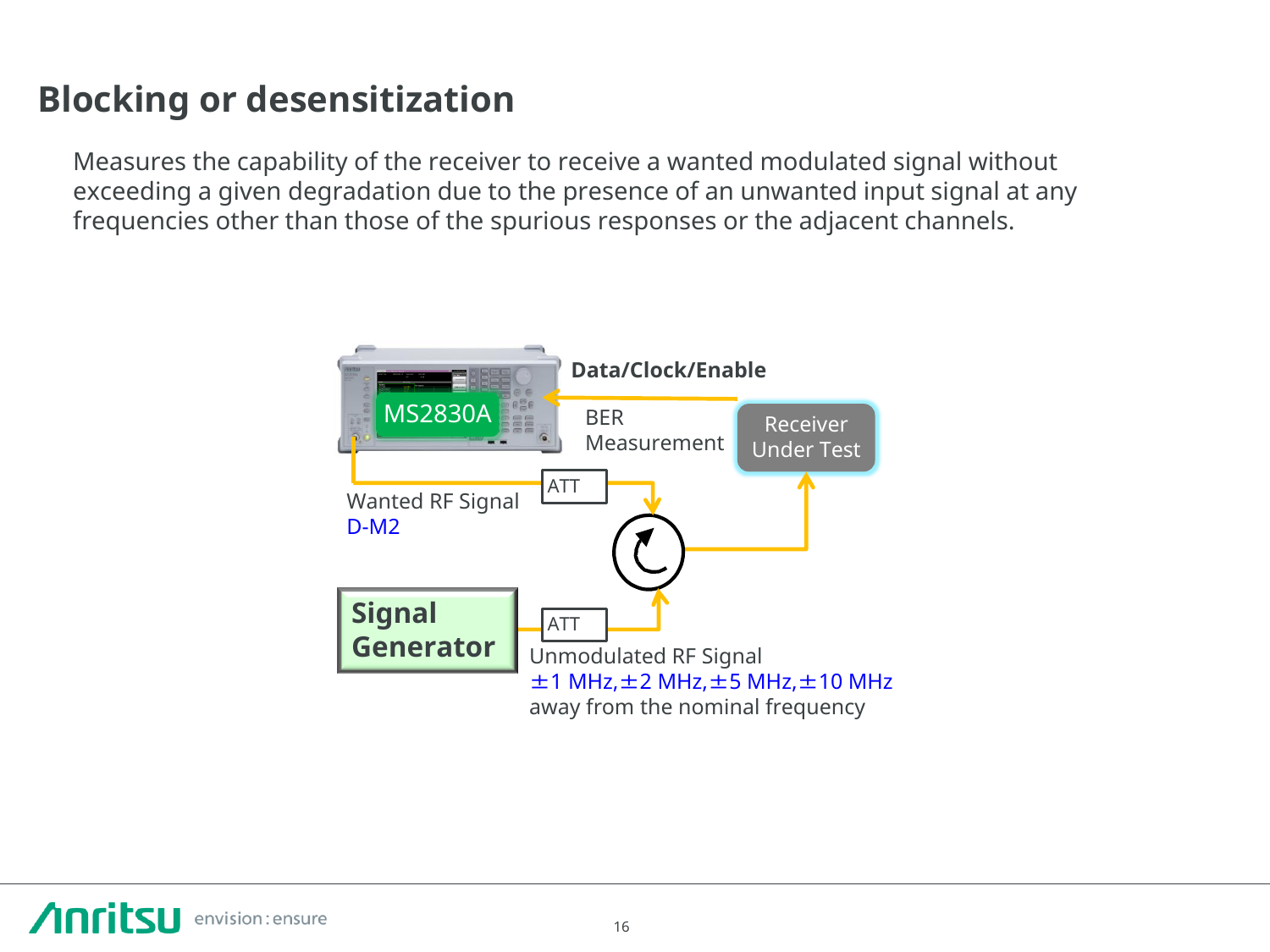# Blocking or desensitization

Measures the capability of the receiver to receive a wanted modulated signal without exceeding a given degradation due to the presence of an unwanted input signal at any frequencies other than those of the spurious responses or the adjacent channels.

MS2830A

Data/Clock/Enable

BER Measurement

Receiver Under Test

ATT

Wanted RF Signal
D-M2

Signal Generator

ATT

Unmodulated RF Signal
±1 MHz, ±2 MHz, ±5 MHz, ±10 MHz
away from the nominal frequency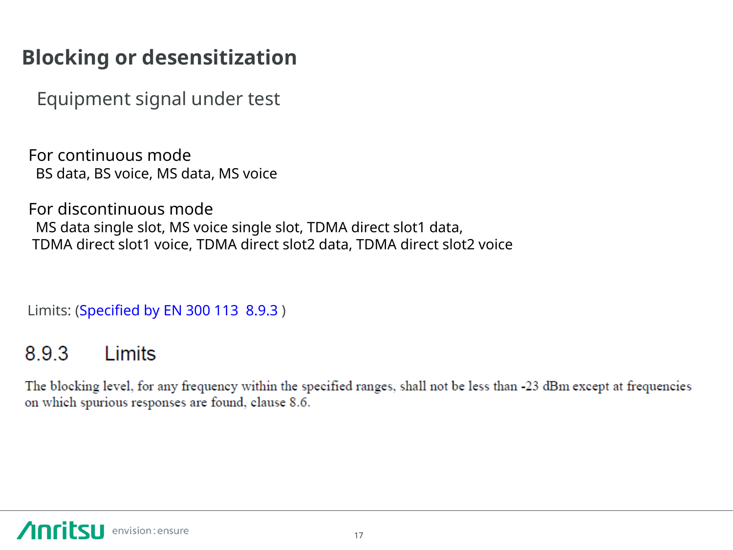# Blocking or desensitization

## Equipment signal under test

**For continuous mode**

BS data, BS voice, MS data, MS voice

**For discontinuous mode**

MS data single slot, MS voice single slot, TDMA direct slot1 data, TDMA direct slot1 voice, TDMA direct slot2 data, TDMA direct slot2 voice

Limits: (Specified by EN 300 113 8.9.3 )

### 8.9.3 Limits

The blocking level, for any frequency within the specified ranges, shall not be less than -23 dBm except at frequencies on which spurious responses are found, clause 8.6.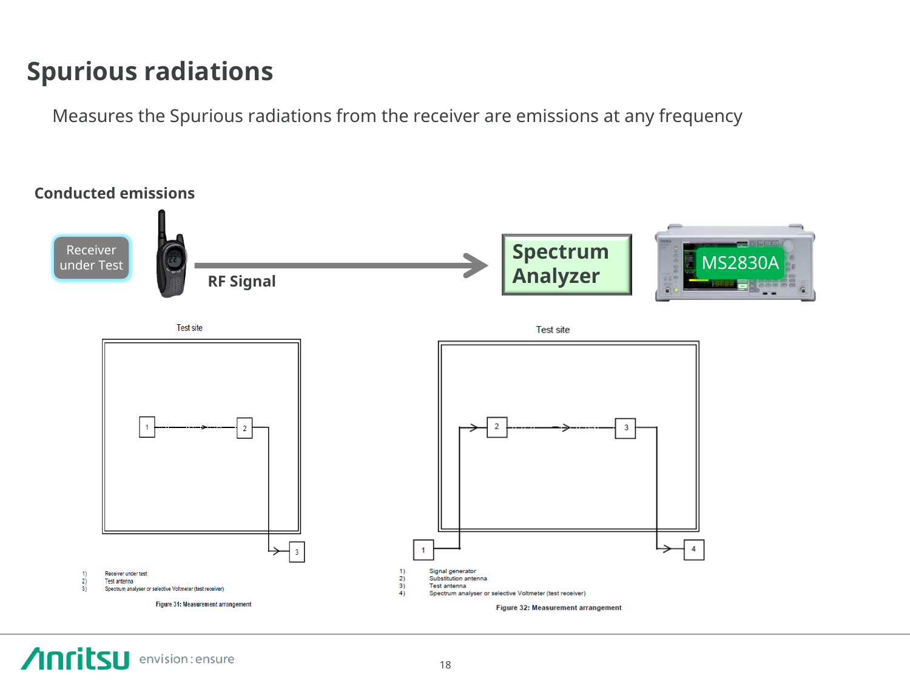# Spurious radiations

Measures the Spurious radiations from the receiver are emissions at any frequency

**Conducted emissions**

Receiver under Test

RF Signal

Spectrum Analyzer

MS2830A

Test site

1) Receiver under test
2) Test antenna
3) Spectrum analyser or selective Voltmeter (test receiver)

Figure 31: Measurement arrangement

Test site

1) Signal generator
2) Substitution antenna
3) Test antenna
4) Spectrum analyser or selective Voltmeter (test receiver)

Figure 32: Measurement arrangement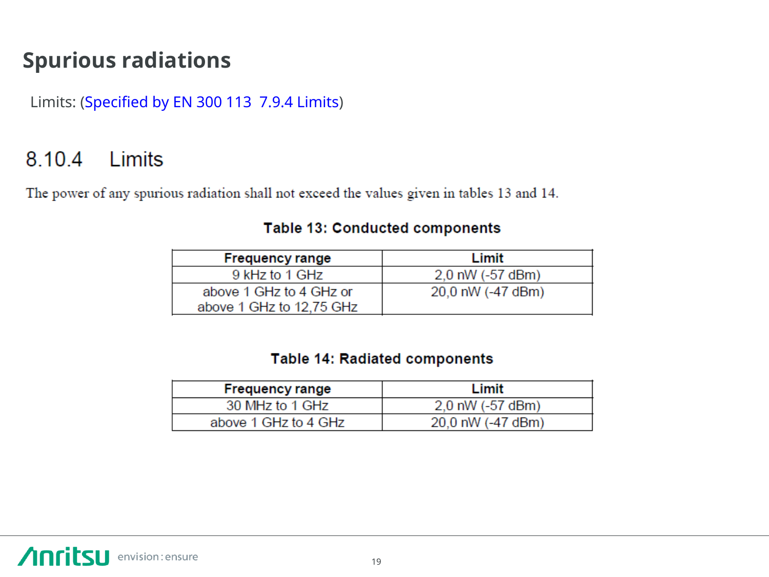# Spurious radiations

Limits: (Specified by EN 300 113  7.9.4 Limits)

## 8.10.4 Limits

The power of any spurious radiation shall not exceed the values given in tables 13 and 14.

**Table 13: Conducted components**

| Frequency range | Limit |
|---|---|
| 9 kHz to 1 GHz | 2,0 nW (-57 dBm) |
| above 1 GHz to 4 GHz or above 1 GHz to 12,75 GHz | 20,0 nW (-47 dBm) |

**Table 14: Radiated components**

| Frequency range | Limit |
|---|---|
| 30 MHz to 1 GHz | 2,0 nW (-57 dBm) |
| above 1 GHz to 4 GHz | 20,0 nW (-47 dBm) |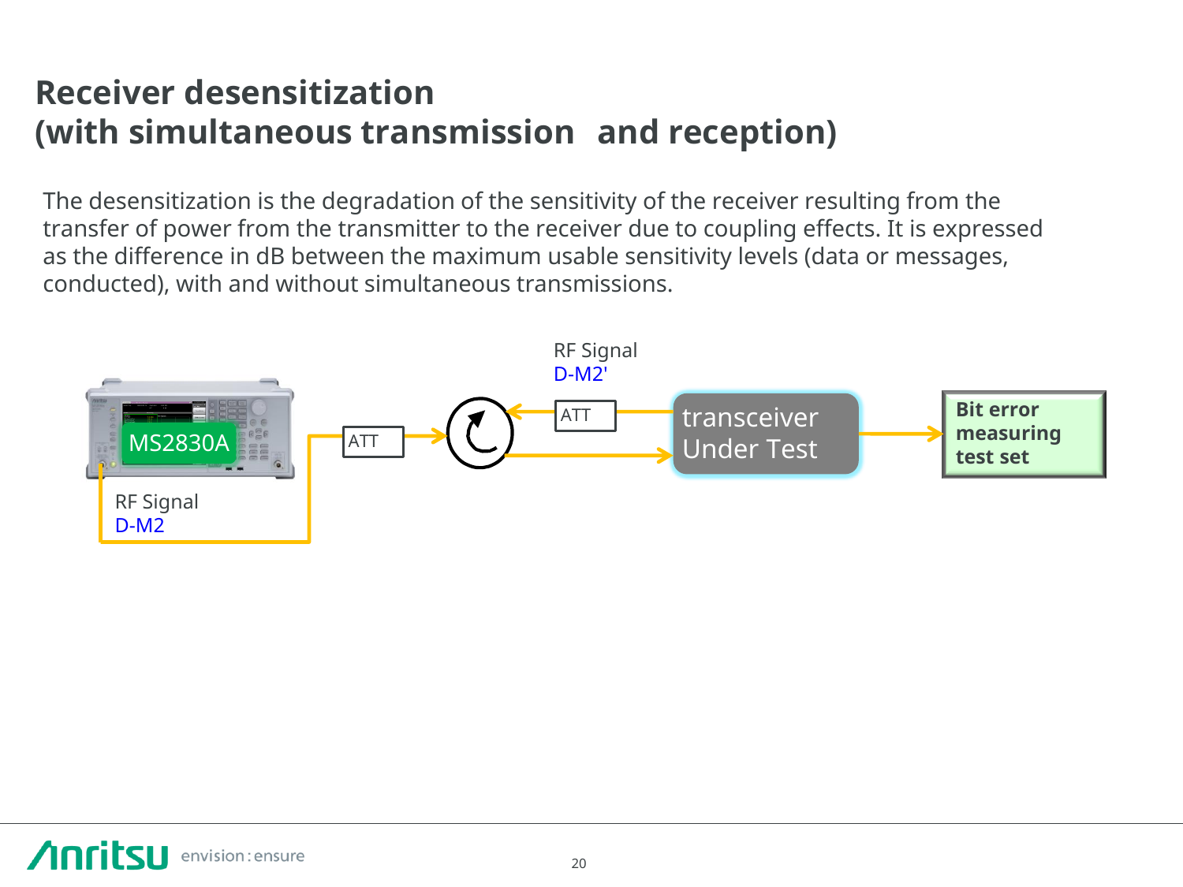# Receiver desensitization (with simultaneous transmission and reception)

The desensitization is the degradation of the sensitivity of the receiver resulting from the transfer of power from the transmitter to the receiver due to coupling effects. It is expressed as the difference in dB between the maximum usable sensitivity levels (data or messages, conducted), with and without simultaneous transmissions.

RF Signal
D-M2'

ATT

transceiver Under Test

Bit error measuring test set

MS2830A

ATT

RF Signal
D-M2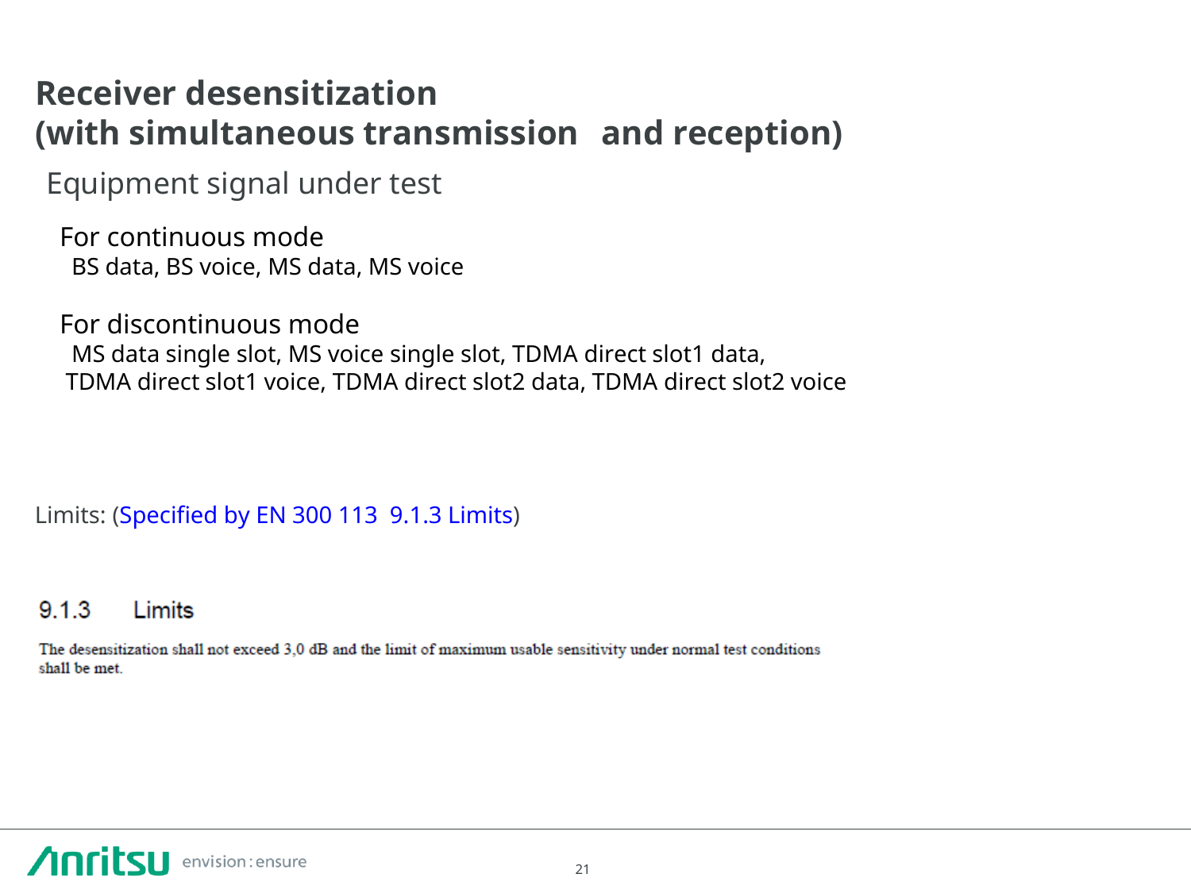# Receiver desensitization (with simultaneous transmission and reception)

## Equipment signal under test

### For continuous mode

BS data, BS voice, MS data, MS voice

### For discontinuous mode

MS data single slot, MS voice single slot, TDMA direct slot1 data, TDMA direct slot1 voice, TDMA direct slot2 data, TDMA direct slot2 voice

Limits: (Specified by EN 300 113 9.1.3 Limits)

### 9.1.3 Limits

The desensitization shall not exceed 3,0 dB and the limit of maximum usable sensitivity under normal test conditions shall be met.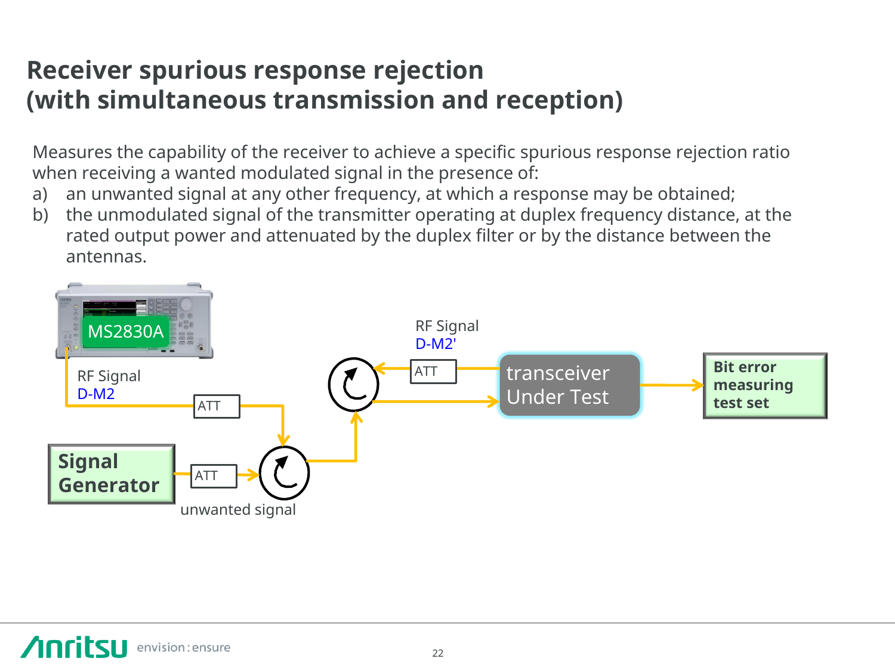# Receiver spurious response rejection (with simultaneous transmission and reception)

Measures the capability of the receiver to achieve a specific spurious response rejection ratio when receiving a wanted modulated signal in the presence of:

a) an unwanted signal at any other frequency, at which a response may be obtained;

b) the unmodulated signal of the transmitter operating at duplex frequency distance, at the rated output power and attenuated by the duplex filter or by the distance between the antennas.

MS2830A

RF Signal
D-M2

ATT

Signal Generator

ATT

unwanted signal

RF Signal
D-M2'

ATT

transceiver Under Test

Bit error measuring test set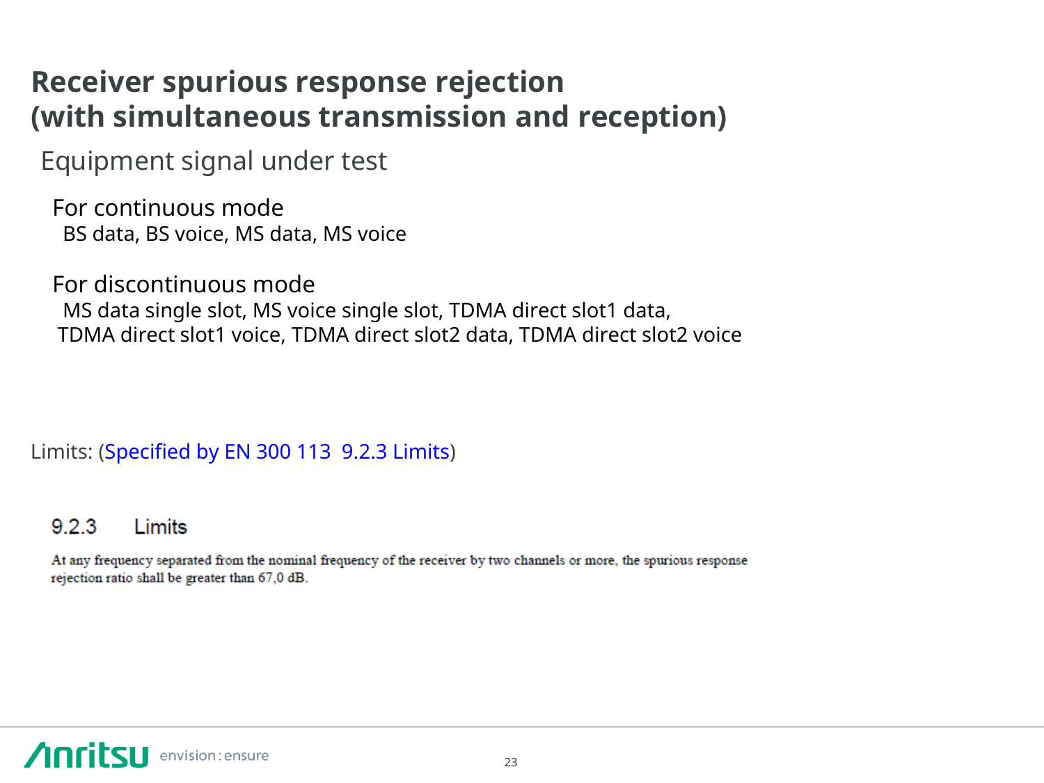# Receiver spurious response rejection (with simultaneous transmission and reception)

Equipment signal under test

For continuous mode

BS data, BS voice, MS data, MS voice

For discontinuous mode

MS data single slot, MS voice single slot, TDMA direct slot1 data, TDMA direct slot1 voice, TDMA direct slot2 data, TDMA direct slot2 voice

Limits: (Specified by EN 300 113 9.2.3 Limits)

### 9.2.3 Limits

At any frequency separated from the nominal frequency of the receiver by two channels or more, the spurious response rejection ratio shall be greater than 67,0 dB.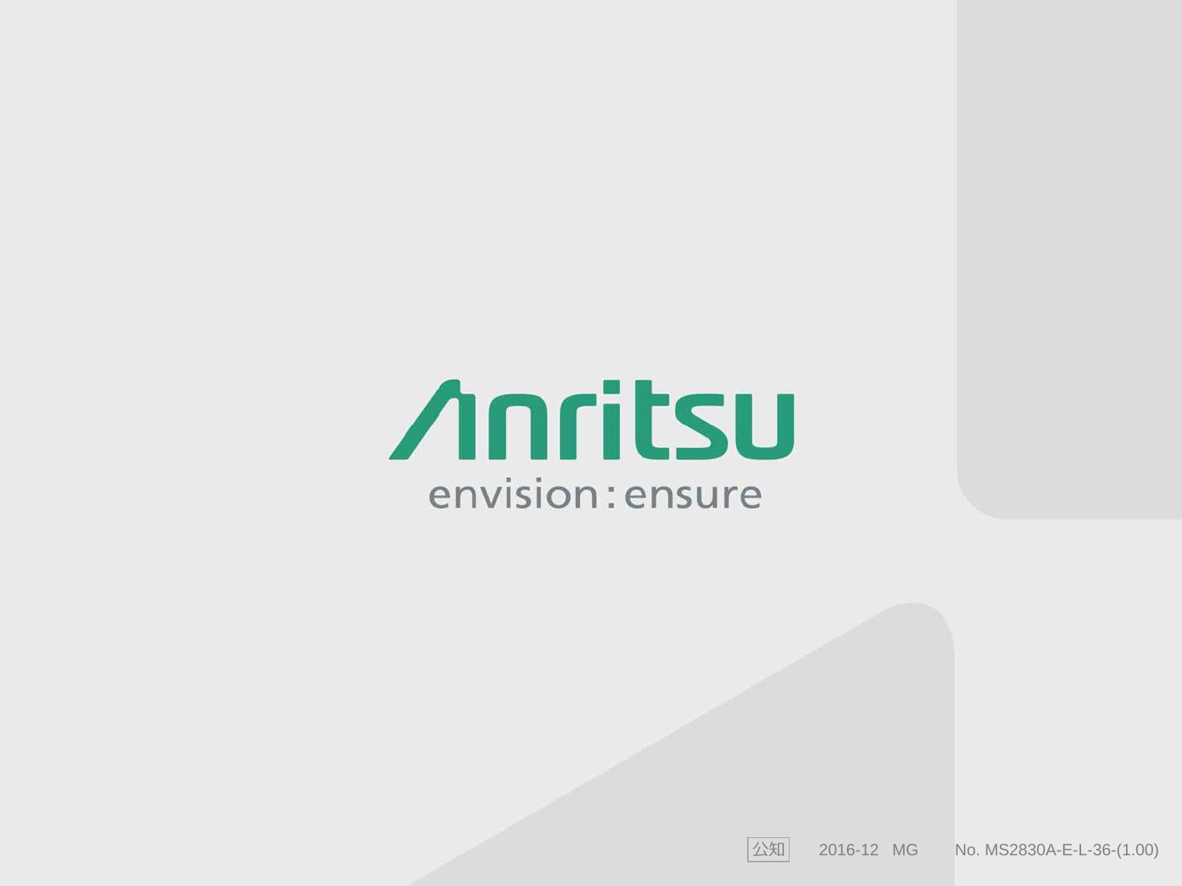Anritsu

envision : ensure

公知　2016-12 MG　No. MS2830A-E-L-36-(1.00)